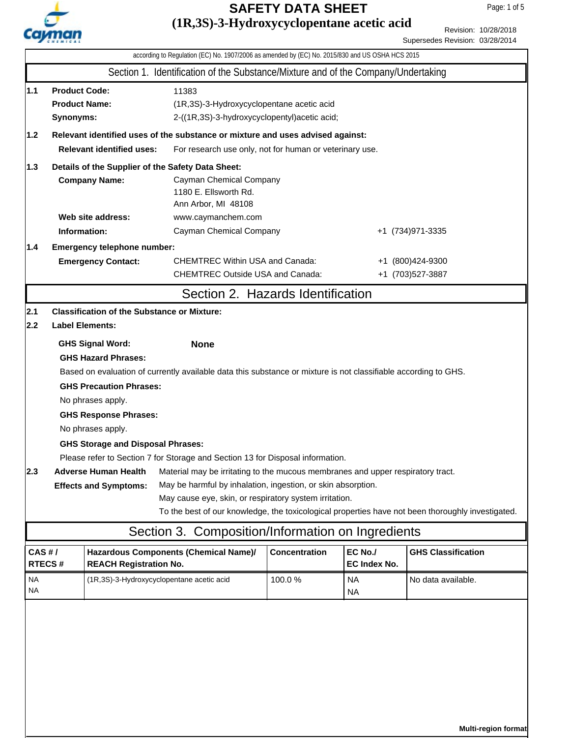# SAFETY DATA SHEET

# (1R,3S)-3-Hydroxycyclopentane acetic acid

Revision: 10/28/2018
Supersedes Revision: 03/28/2014

according to Regulation (EC) No. 1907/2006 as amended by (EC) No. 2015/830 and US OSHA HCS 2015

## Section 1. Identification of the Substance/Mixture and of the Company/Undertaking

**1.1 Product Code:** 11383

**Product Name:** (1R,3S)-3-Hydroxycyclopentane acetic acid

**Synonyms:** 2-((1R,3S)-3-hydroxycyclopentyl)acetic acid;

**1.2 Relevant identified uses of the substance or mixture and uses advised against:**

**Relevant identified uses:** For research use only, not for human or veterinary use.

**1.3 Details of the Supplier of the Safety Data Sheet:**

**Company Name:** Cayman Chemical Company
1180 E. Ellsworth Rd.
Ann Arbor, MI 48108

**Web site address:** www.caymanchem.com

**Information:** Cayman Chemical Company +1 (734)971-3335

**1.4 Emergency telephone number:**

**Emergency Contact:**
CHEMTREC Within USA and Canada: +1 (800)424-9300
CHEMTREC Outside USA and Canada: +1 (703)527-3887

## Section 2. Hazards Identification

**2.1 Classification of the Substance or Mixture:**

**2.2 Label Elements:**

**GHS Signal Word:** **None**

**GHS Hazard Phrases:**

Based on evaluation of currently available data this substance or mixture is not classifiable according to GHS.

**GHS Precaution Phrases:**

No phrases apply.

**GHS Response Phrases:**

No phrases apply.

**GHS Storage and Disposal Phrases:**

Please refer to Section 7 for Storage and Section 13 for Disposal information.

**2.3 Adverse Human Health Effects and Symptoms:**

Material may be irritating to the mucous membranes and upper respiratory tract.
May be harmful by inhalation, ingestion, or skin absorption.
May cause eye, skin, or respiratory system irritation.
To the best of our knowledge, the toxicological properties have not been thoroughly investigated.

## Section 3. Composition/Information on Ingredients

| CAS # / RTECS # | Hazardous Components (Chemical Name)/ REACH Registration No. | Concentration | EC No./ EC Index No. | GHS Classification |
|---|---|---|---|---|
| NA<br>NA | (1R,3S)-3-Hydroxycyclopentane acetic acid | 100.0 % | NA<br>NA | No data available. |

**Multi-region format**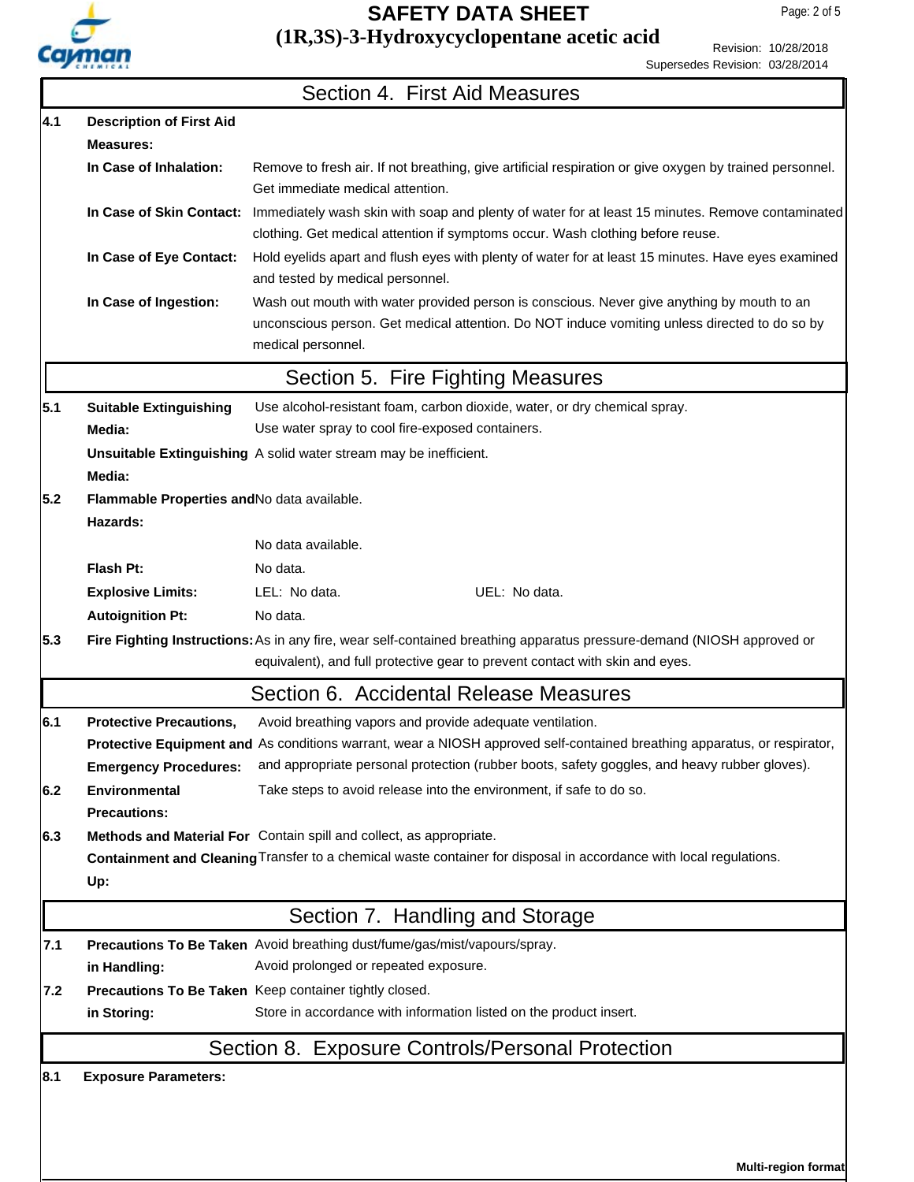## Section 4. First Aid Measures

**4.1 Description of First Aid Measures:**

**In Case of Inhalation:** Remove to fresh air. If not breathing, give artificial respiration or give oxygen by trained personnel. Get immediate medical attention.

**In Case of Skin Contact:** Immediately wash skin with soap and plenty of water for at least 15 minutes. Remove contaminated clothing. Get medical attention if symptoms occur. Wash clothing before reuse.

**In Case of Eye Contact:** Hold eyelids apart and flush eyes with plenty of water for at least 15 minutes. Have eyes examined and tested by medical personnel.

**In Case of Ingestion:** Wash out mouth with water provided person is conscious. Never give anything by mouth to an unconscious person. Get medical attention. Do NOT induce vomiting unless directed to do so by medical personnel.

## Section 5. Fire Fighting Measures

**5.1 Suitable Extinguishing Media:** Use alcohol-resistant foam, carbon dioxide, water, or dry chemical spray. Use water spray to cool fire-exposed containers.

**Unsuitable Extinguishing Media:** A solid water stream may be inefficient.

**5.2 Flammable Properties and Hazards:** No data available.

No data available.

**Flash Pt:** No data.

**Explosive Limits:** LEL: No data. UEL: No data.

**Autoignition Pt:** No data.

**5.3 Fire Fighting Instructions:** As in any fire, wear self-contained breathing apparatus pressure-demand (NIOSH approved or equivalent), and full protective gear to prevent contact with skin and eyes.

## Section 6. Accidental Release Measures

**6.1 Protective Precautions, Protective Equipment and Emergency Procedures:** Avoid breathing vapors and provide adequate ventilation. As conditions warrant, wear a NIOSH approved self-contained breathing apparatus, or respirator, and appropriate personal protection (rubber boots, safety goggles, and heavy rubber gloves).

**6.2 Environmental Precautions:** Take steps to avoid release into the environment, if safe to do so.

**6.3 Methods and Material For Containment and Cleaning Up:** Contain spill and collect, as appropriate. Transfer to a chemical waste container for disposal in accordance with local regulations.

## Section 7. Handling and Storage

**7.1 Precautions To Be Taken in Handling:** Avoid breathing dust/fume/gas/mist/vapours/spray. Avoid prolonged or repeated exposure.

**7.2 Precautions To Be Taken in Storing:** Keep container tightly closed. Store in accordance with information listed on the product insert.

## Section 8. Exposure Controls/Personal Protection

**8.1 Exposure Parameters:**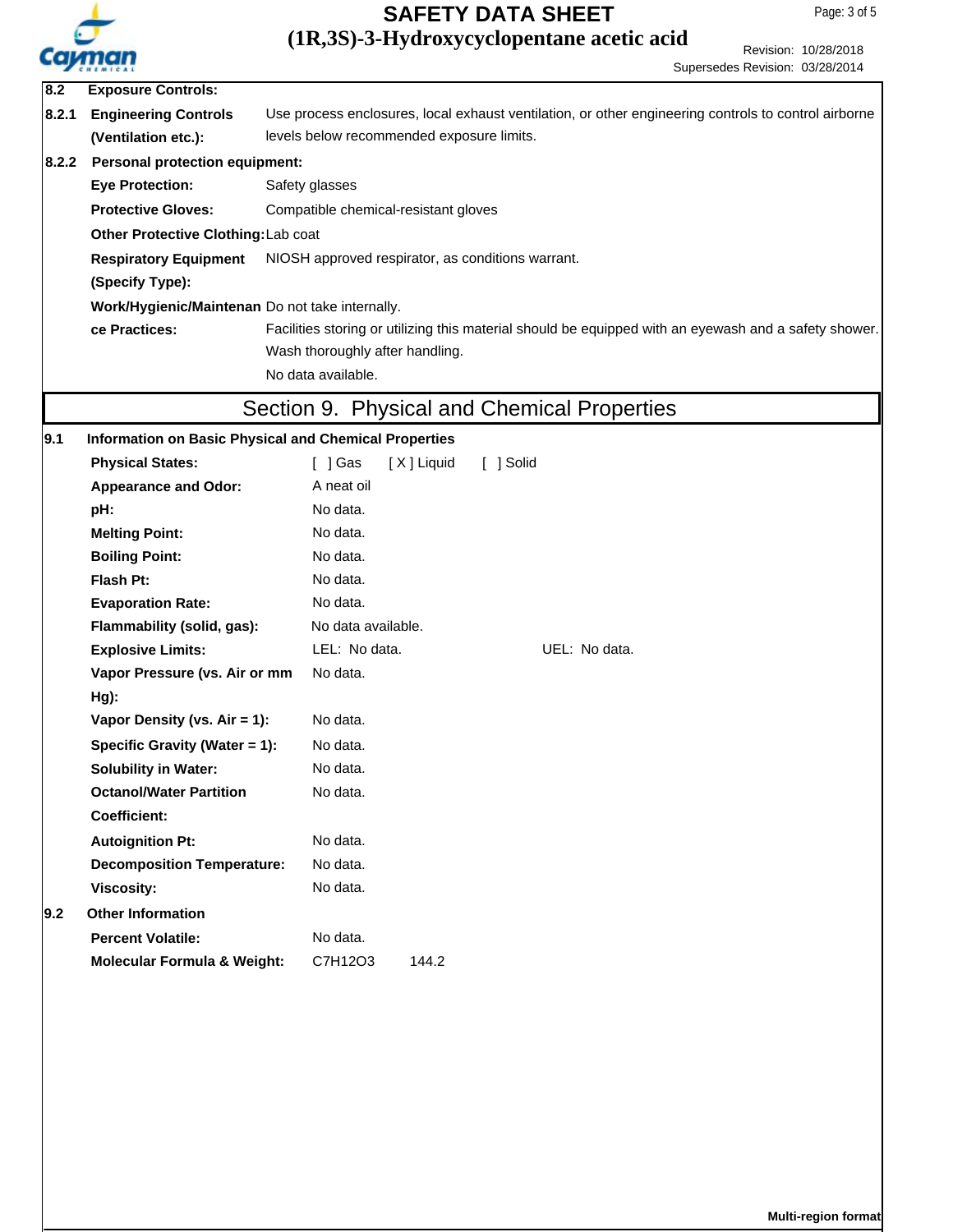| | | |
|---|---|---|
| **8.2** | **Exposure Controls:** | |
| **8.2.1** | **Engineering Controls (Ventilation etc.):** | Use process enclosures, local exhaust ventilation, or other engineering controls to control airborne levels below recommended exposure limits. |
| **8.2.2** | **Personal protection equipment:** | |
| | **Eye Protection:** | Safety glasses |
| | **Protective Gloves:** | Compatible chemical-resistant gloves |
| | **Other Protective Clothing:** | Lab coat |
| | **Respiratory Equipment (Specify Type):** | NIOSH approved respirator, as conditions warrant. |
| | **Work/Hygienic/Maintenance Practices:** | Do not take internally.<br>Facilities storing or utilizing this material should be equipped with an eyewash and a safety shower.<br>Wash thoroughly after handling.<br>No data available. |

## Section 9. Physical and Chemical Properties

| | | |
|---|---|---|
| **9.1** | **Information on Basic Physical and Chemical Properties** | |
| | **Physical States:** | [ ] Gas [ X ] Liquid [ ] Solid |
| | **Appearance and Odor:** | A neat oil |
| | **pH:** | No data. |
| | **Melting Point:** | No data. |
| | **Boiling Point:** | No data. |
| | **Flash Pt:** | No data. |
| | **Evaporation Rate:** | No data. |
| | **Flammability (solid, gas):** | No data available. |
| | **Explosive Limits:** | LEL: No data. UEL: No data. |
| | **Vapor Pressure (vs. Air or mm Hg):** | No data. |
| | **Vapor Density (vs. Air = 1):** | No data. |
| | **Specific Gravity (Water = 1):** | No data. |
| | **Solubility in Water:** | No data. |
| | **Octanol/Water Partition Coefficient:** | No data. |
| | **Autoignition Pt:** | No data. |
| | **Decomposition Temperature:** | No data. |
| | **Viscosity:** | No data. |
| **9.2** | **Other Information** | |
| | **Percent Volatile:** | No data. |
| | **Molecular Formula & Weight:** | $C_7H_{12}O_3$ 144.2 |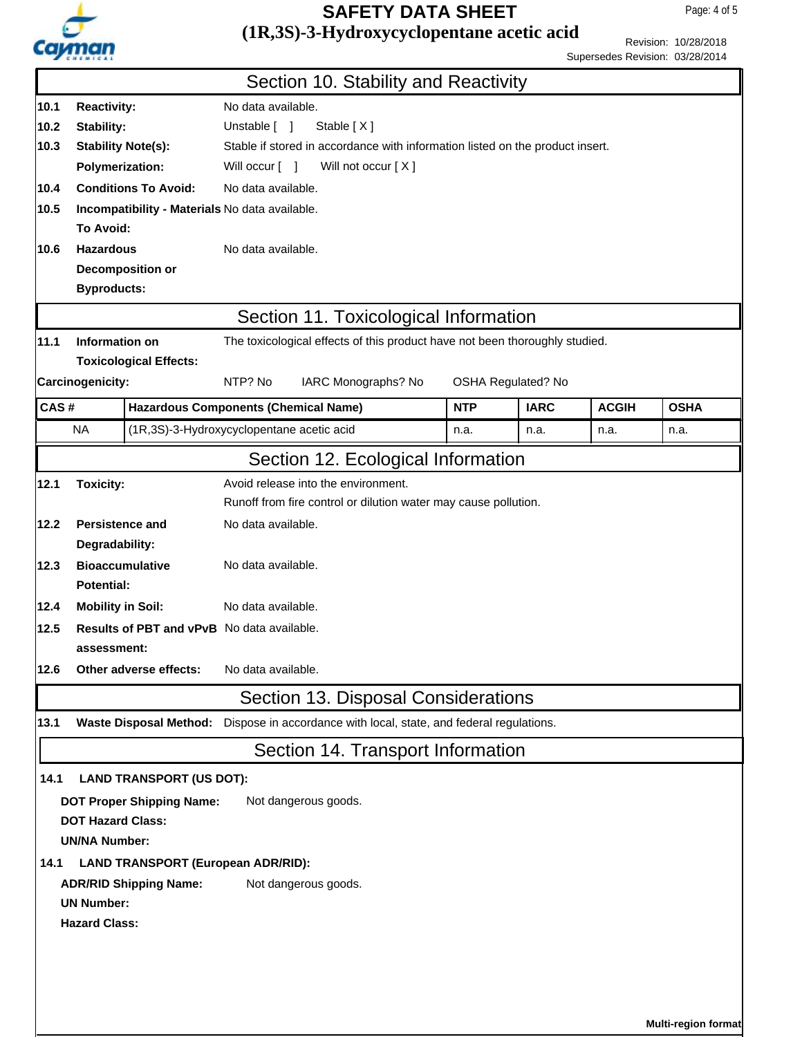## Section 10. Stability and Reactivity

**10.1 Reactivity:** No data available.

**10.2 Stability:** Unstable [ ] Stable [ X ]

**10.3 Stability Note(s):** Stable if stored in accordance with information listed on the product insert.

**Polymerization:** Will occur [ ] Will not occur [ X ]

**10.4 Conditions To Avoid:** No data available.

**10.5 Incompatibility - Materials To Avoid:** No data available.

**10.6 Hazardous Decomposition or Byproducts:** No data available.

## Section 11. Toxicological Information

**11.1 Information on Toxicological Effects:** The toxicological effects of this product have not been thoroughly studied.

**Carcinogenicity:** NTP? No IARC Monographs? No OSHA Regulated? No

| CAS # | Hazardous Components (Chemical Name) | NTP | IARC | ACGIH | OSHA |
|---|---|---|---|---|---|
| NA | (1R,3S)-3-Hydroxycyclopentane acetic acid | n.a. | n.a. | n.a. | n.a. |

## Section 12. Ecological Information

**12.1 Toxicity:** Avoid release into the environment.
Runoff from fire control or dilution water may cause pollution.

**12.2 Persistence and Degradability:** No data available.

**12.3 Bioaccumulative Potential:** No data available.

**12.4 Mobility in Soil:** No data available.

**12.5 Results of PBT and vPvB assessment:** No data available.

**12.6 Other adverse effects:** No data available.

## Section 13. Disposal Considerations

**13.1 Waste Disposal Method:** Dispose in accordance with local, state, and federal regulations.

## Section 14. Transport Information

**14.1 LAND TRANSPORT (US DOT):**

**DOT Proper Shipping Name:** Not dangerous goods.

**DOT Hazard Class:**

**UN/NA Number:**

**14.1 LAND TRANSPORT (European ADR/RID):**

**ADR/RID Shipping Name:** Not dangerous goods.

**UN Number:**

**Hazard Class:**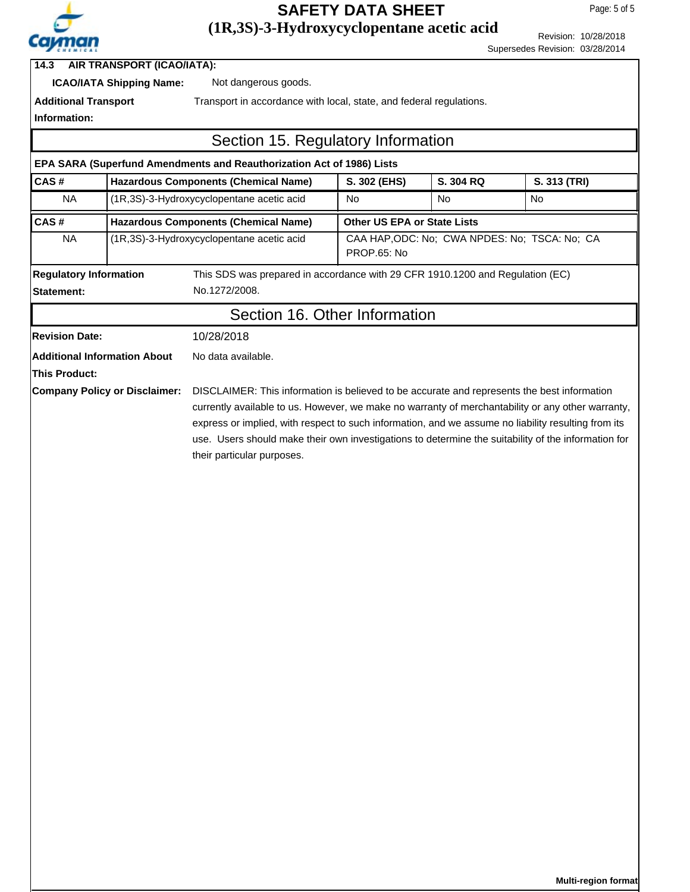**14.3 AIR TRANSPORT (ICAO/IATA):**

**ICAO/IATA Shipping Name:** Not dangerous goods.

**Additional Transport Information:** Transport in accordance with local, state, and federal regulations.

## Section 15. Regulatory Information

**EPA SARA (Superfund Amendments and Reauthorization Act of 1986) Lists**

| CAS # | Hazardous Components (Chemical Name) | S. 302 (EHS) | S. 304 RQ | S. 313 (TRI) |
|---|---|---|---|---|
| NA | (1R,3S)-3-Hydroxycyclopentane acetic acid | No | No | No |

| CAS # | Hazardous Components (Chemical Name) | Other US EPA or State Lists |
|---|---|---|
| NA | (1R,3S)-3-Hydroxycyclopentane acetic acid | CAA HAP,ODC: No; CWA NPDES: No; TSCA: No; CA PROP.65: No |

**Regulatory Information Statement:** This SDS was prepared in accordance with 29 CFR 1910.1200 and Regulation (EC) No.1272/2008.

## Section 16. Other Information

**Revision Date:** 10/28/2018

**Additional Information About This Product:** No data available.

**Company Policy or Disclaimer:** DISCLAIMER: This information is believed to be accurate and represents the best information currently available to us. However, we make no warranty of merchantability or any other warranty, express or implied, with respect to such information, and we assume no liability resulting from its use. Users should make their own investigations to determine the suitability of the information for their particular purposes.